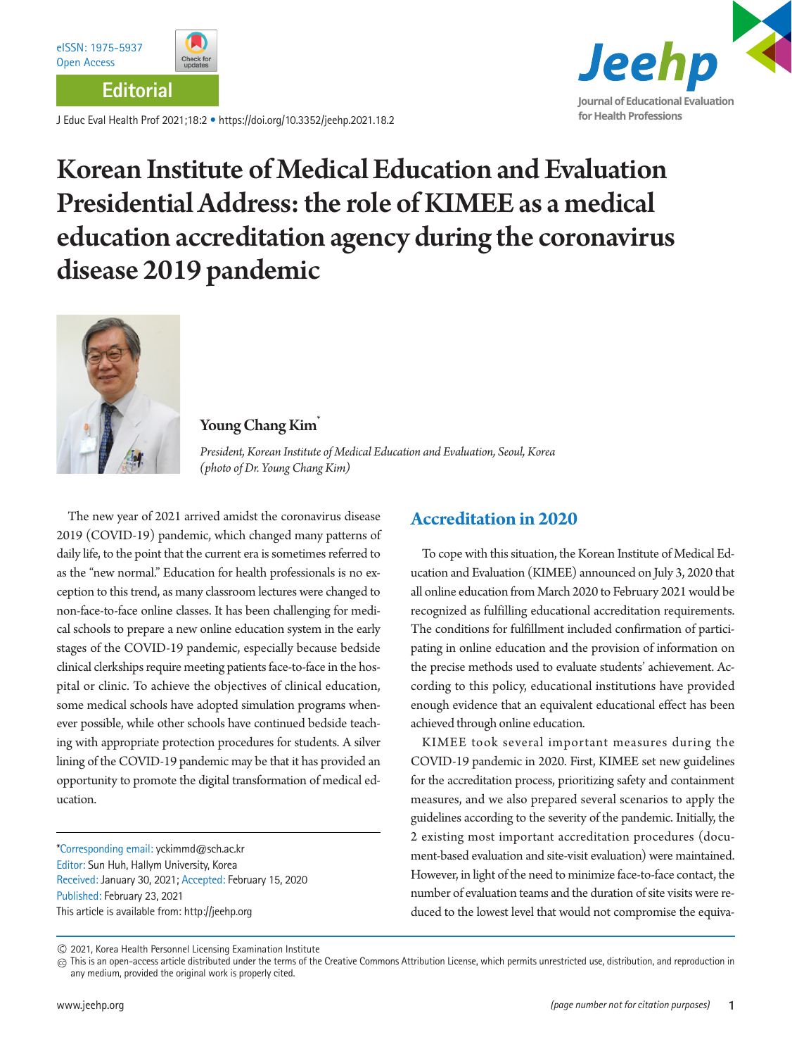eISSN: 1975-5937
Open Access

Editorial

J Educ Eval Health Prof 2021;18:2 • https://doi.org/10.3352/jeehp.2021.18.2

# Korean Institute of Medical Education and Evaluation Presidential Address: the role of KIMEE as a medical education accreditation agency during the coronavirus disease 2019 pandemic

**Young Chang Kim***

*President, Korean Institute of Medical Education and Evaluation, Seoul, Korea*
*(photo of Dr. Young Chang Kim)*

The new year of 2021 arrived amidst the coronavirus disease 2019 (COVID-19) pandemic, which changed many patterns of daily life, to the point that the current era is sometimes referred to as the "new normal." Education for health professionals is no exception to this trend, as many classroom lectures were changed to non-face-to-face online classes. It has been challenging for medical schools to prepare a new online education system in the early stages of the COVID-19 pandemic, especially because bedside clinical clerkships require meeting patients face-to-face in the hospital or clinic. To achieve the objectives of clinical education, some medical schools have adopted simulation programs whenever possible, while other schools have continued bedside teaching with appropriate protection procedures for students. A silver lining of the COVID-19 pandemic may be that it has provided an opportunity to promote the digital transformation of medical education.

## Accreditation in 2020

To cope with this situation, the Korean Institute of Medical Education and Evaluation (KIMEE) announced on July 3, 2020 that all online education from March 2020 to February 2021 would be recognized as fulfilling educational accreditation requirements. The conditions for fulfillment included confirmation of participating in online education and the provision of information on the precise methods used to evaluate students' achievement. According to this policy, educational institutions have provided enough evidence that an equivalent educational effect has been achieved through online education.

KIMEE took several important measures during the COVID-19 pandemic in 2020. First, KIMEE set new guidelines for the accreditation process, prioritizing safety and containment measures, and we also prepared several scenarios to apply the guidelines according to the severity of the pandemic. Initially, the 2 existing most important accreditation procedures (document-based evaluation and site-visit evaluation) were maintained. However, in light of the need to minimize face-to-face contact, the number of evaluation teams and the duration of site visits were reduced to the lowest level that would not compromise the equiva-

*Corresponding email: yckimmd@sch.ac.kr
Editor: Sun Huh, Hallym University, Korea
Received: January 30, 2021; Accepted: February 15, 2020
Published: February 23, 2021
This article is available from: http://jeehp.org

© 2021, Korea Health Personnel Licensing Examination Institute
This is an open-access article distributed under the terms of the Creative Commons Attribution License, which permits unrestricted use, distribution, and reproduction in any medium, provided the original work is properly cited.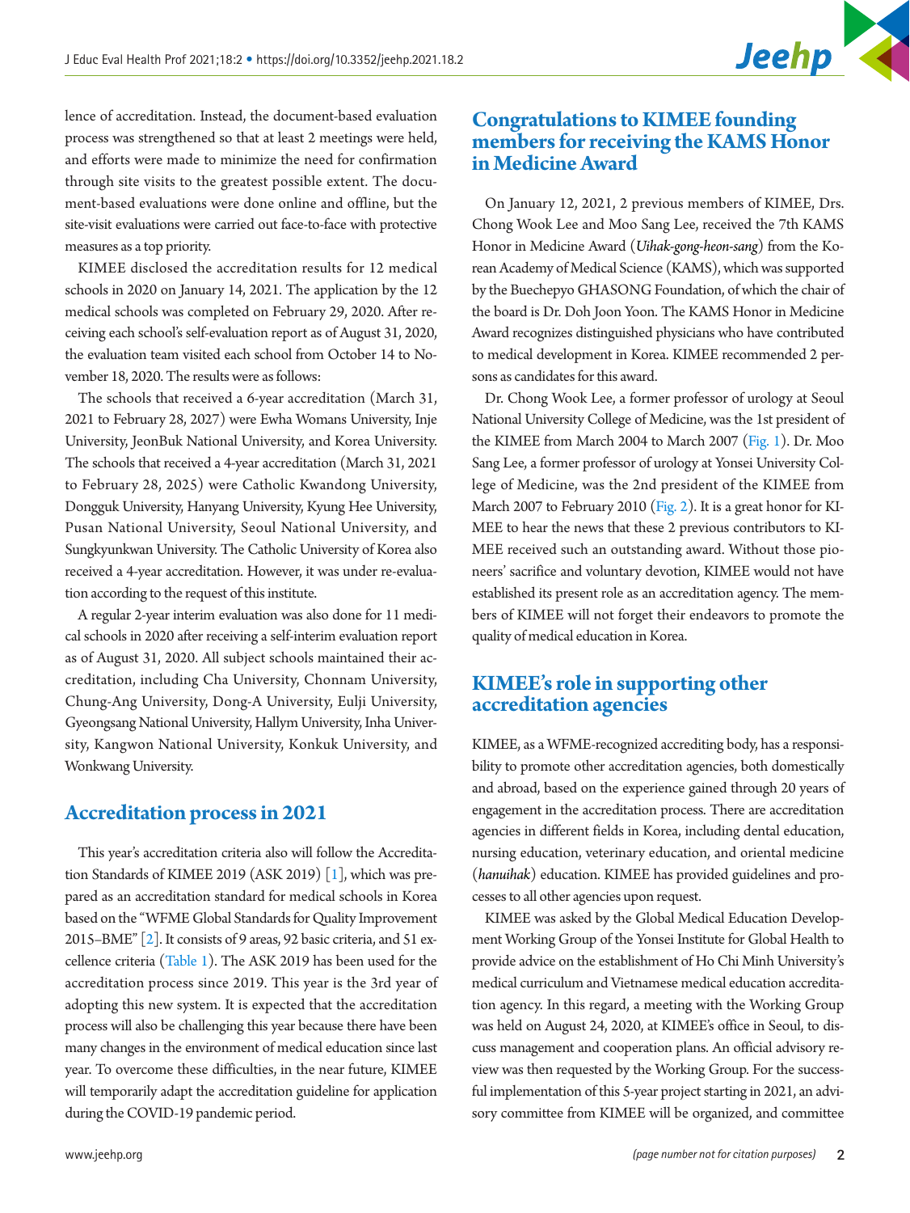lence of accreditation. Instead, the document-based evaluation process was strengthened so that at least 2 meetings were held, and efforts were made to minimize the need for confirmation through site visits to the greatest possible extent. The document-based evaluations were done online and offline, but the site-visit evaluations were carried out face-to-face with protective measures as a top priority.

KIMEE disclosed the accreditation results for 12 medical schools in 2020 on January 14, 2021. The application by the 12 medical schools was completed on February 29, 2020. After receiving each school's self-evaluation report as of August 31, 2020, the evaluation team visited each school from October 14 to November 18, 2020. The results were as follows:

The schools that received a 6-year accreditation (March 31, 2021 to February 28, 2027) were Ewha Womans University, Inje University, JeonBuk National University, and Korea University. The schools that received a 4-year accreditation (March 31, 2021 to February 28, 2025) were Catholic Kwandong University, Dongguk University, Hanyang University, Kyung Hee University, Pusan National University, Seoul National University, and Sungkyunkwan University. The Catholic University of Korea also received a 4-year accreditation. However, it was under re-evaluation according to the request of this institute.

A regular 2-year interim evaluation was also done for 11 medical schools in 2020 after receiving a self-interim evaluation report as of August 31, 2020. All subject schools maintained their accreditation, including Cha University, Chonnam University, Chung-Ang University, Dong-A University, Eulji University, Gyeongsang National University, Hallym University, Inha University, Kangwon National University, Konkuk University, and Wonkwang University.

## Accreditation process in 2021

This year's accreditation criteria also will follow the Accreditation Standards of KIMEE 2019 (ASK 2019) [1], which was prepared as an accreditation standard for medical schools in Korea based on the "WFME Global Standards for Quality Improvement 2015–BME" [2]. It consists of 9 areas, 92 basic criteria, and 51 excellence criteria (Table 1). The ASK 2019 has been used for the accreditation process since 2019. This year is the 3rd year of adopting this new system. It is expected that the accreditation process will also be challenging this year because there have been many changes in the environment of medical education since last year. To overcome these difficulties, in the near future, KIMEE will temporarily adapt the accreditation guideline for application during the COVID-19 pandemic period.

## Congratulations to KIMEE founding members for receiving the KAMS Honor in Medicine Award

On January 12, 2021, 2 previous members of KIMEE, Drs. Chong Wook Lee and Moo Sang Lee, received the 7th KAMS Honor in Medicine Award (*Uihak-gong-heon-sang*) from the Korean Academy of Medical Science (KAMS), which was supported by the Buechepyo GHASONG Foundation, of which the chair of the board is Dr. Doh Joon Yoon. The KAMS Honor in Medicine Award recognizes distinguished physicians who have contributed to medical development in Korea. KIMEE recommended 2 persons as candidates for this award.

Dr. Chong Wook Lee, a former professor of urology at Seoul National University College of Medicine, was the 1st president of the KIMEE from March 2004 to March 2007 (Fig. 1). Dr. Moo Sang Lee, a former professor of urology at Yonsei University College of Medicine, was the 2nd president of the KIMEE from March 2007 to February 2010 (Fig. 2). It is a great honor for KIMEE to hear the news that these 2 previous contributors to KIMEE received such an outstanding award. Without those pioneers' sacrifice and voluntary devotion, KIMEE would not have established its present role as an accreditation agency. The members of KIMEE will not forget their endeavors to promote the quality of medical education in Korea.

## KIMEE's role in supporting other accreditation agencies

KIMEE, as a WFME-recognized accrediting body, has a responsibility to promote other accreditation agencies, both domestically and abroad, based on the experience gained through 20 years of engagement in the accreditation process. There are accreditation agencies in different fields in Korea, including dental education, nursing education, veterinary education, and oriental medicine (*hanuihak*) education. KIMEE has provided guidelines and processes to all other agencies upon request.

KIMEE was asked by the Global Medical Education Development Working Group of the Yonsei Institute for Global Health to provide advice on the establishment of Ho Chi Minh University's medical curriculum and Vietnamese medical education accreditation agency. In this regard, a meeting with the Working Group was held on August 24, 2020, at KIMEE's office in Seoul, to discuss management and cooperation plans. An official advisory review was then requested by the Working Group. For the successful implementation of this 5-year project starting in 2021, an advisory committee from KIMEE will be organized, and committee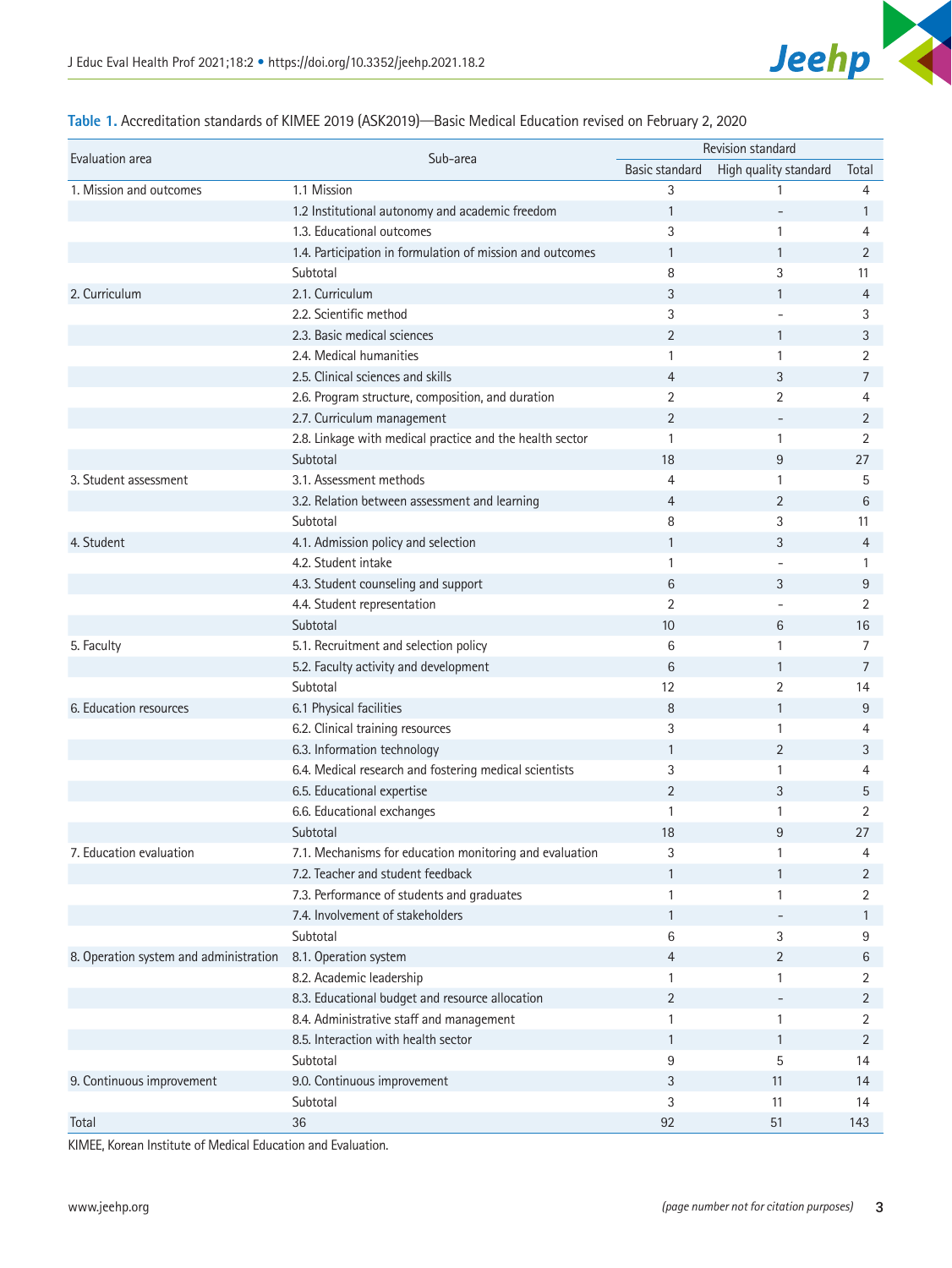**Table 1.** Accreditation standards of KIMEE 2019 (ASK2019)—Basic Medical Education revised on February 2, 2020

| Evaluation area | Sub-area | Revision standard | | |
|---|---|---|---|---|
| | | Basic standard | High quality standard | Total |
| 1. Mission and outcomes | 1.1 Mission | 3 | 1 | 4 |
| | 1.2 Institutional autonomy and academic freedom | 1 | - | 1 |
| | 1.3. Educational outcomes | 3 | 1 | 4 |
| | 1.4. Participation in formulation of mission and outcomes | 1 | 1 | 2 |
| | Subtotal | 8 | 3 | 11 |
| 2. Curriculum | 2.1. Curriculum | 3 | 1 | 4 |
| | 2.2. Scientific method | 3 | - | 3 |
| | 2.3. Basic medical sciences | 2 | 1 | 3 |
| | 2.4. Medical humanities | 1 | 1 | 2 |
| | 2.5. Clinical sciences and skills | 4 | 3 | 7 |
| | 2.6. Program structure, composition, and duration | 2 | 2 | 4 |
| | 2.7. Curriculum management | 2 | - | 2 |
| | 2.8. Linkage with medical practice and the health sector | 1 | 1 | 2 |
| | Subtotal | 18 | 9 | 27 |
| 3. Student assessment | 3.1. Assessment methods | 4 | 1 | 5 |
| | 3.2. Relation between assessment and learning | 4 | 2 | 6 |
| | Subtotal | 8 | 3 | 11 |
| 4. Student | 4.1. Admission policy and selection | 1 | 3 | 4 |
| | 4.2. Student intake | 1 | - | 1 |
| | 4.3. Student counseling and support | 6 | 3 | 9 |
| | 4.4. Student representation | 2 | - | 2 |
| | Subtotal | 10 | 6 | 16 |
| 5. Faculty | 5.1. Recruitment and selection policy | 6 | 1 | 7 |
| | 5.2. Faculty activity and development | 6 | 1 | 7 |
| | Subtotal | 12 | 2 | 14 |
| 6. Education resources | 6.1 Physical facilities | 8 | 1 | 9 |
| | 6.2. Clinical training resources | 3 | 1 | 4 |
| | 6.3. Information technology | 1 | 2 | 3 |
| | 6.4. Medical research and fostering medical scientists | 3 | 1 | 4 |
| | 6.5. Educational expertise | 2 | 3 | 5 |
| | 6.6. Educational exchanges | 1 | 1 | 2 |
| | Subtotal | 18 | 9 | 27 |
| 7. Education evaluation | 7.1. Mechanisms for education monitoring and evaluation | 3 | 1 | 4 |
| | 7.2. Teacher and student feedback | 1 | 1 | 2 |
| | 7.3. Performance of students and graduates | 1 | 1 | 2 |
| | 7.4. Involvement of stakeholders | 1 | - | 1 |
| | Subtotal | 6 | 3 | 9 |
| 8. Operation system and administration | 8.1. Operation system | 4 | 2 | 6 |
| | 8.2. Academic leadership | 1 | 1 | 2 |
| | 8.3. Educational budget and resource allocation | 2 | - | 2 |
| | 8.4. Administrative staff and management | 1 | 1 | 2 |
| | 8.5. Interaction with health sector | 1 | 1 | 2 |
| | Subtotal | 9 | 5 | 14 |
| 9. Continuous improvement | 9.0. Continuous improvement | 3 | 11 | 14 |
| | Subtotal | 3 | 11 | 14 |
| Total | 36 | 92 | 51 | 143 |

KIMEE, Korean Institute of Medical Education and Evaluation.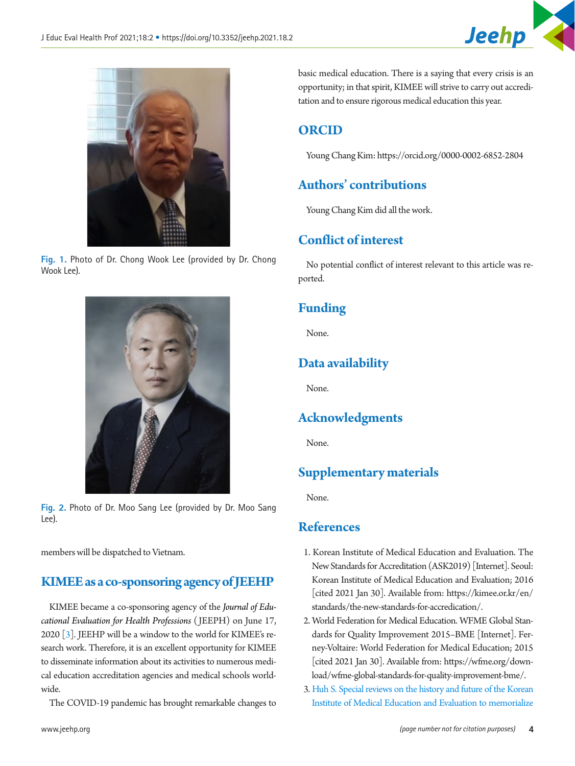Fig. 1. Photo of Dr. Chong Wook Lee (provided by Dr. Chong Wook Lee).

Fig. 2. Photo of Dr. Moo Sang Lee (provided by Dr. Moo Sang Lee).

members will be dispatched to Vietnam.

## KIMEE as a co-sponsoring agency of JEEHP

KIMEE became a co-sponsoring agency of the *Journal of Educational Evaluation for Health Professions* (JEEPH) on June 17, 2020 [3]. JEEHP will be a window to the world for KIMEE's research work. Therefore, it is an excellent opportunity for KIMEE to disseminate information about its activities to numerous medical education accreditation agencies and medical schools worldwide.

The COVID-19 pandemic has brought remarkable changes to basic medical education. There is a saying that every crisis is an opportunity; in that spirit, KIMEE will strive to carry out accreditation and to ensure rigorous medical education this year.

## ORCID

Young Chang Kim: https://orcid.org/0000-0002-6852-2804

## Authors' contributions

Young Chang Kim did all the work.

## Conflict of interest

No potential conflict of interest relevant to this article was reported.

## Funding

None.

## Data availability

None.

## Acknowledgments

None.

## Supplementary materials

None.

## References

1. Korean Institute of Medical Education and Evaluation. The New Standards for Accreditation (ASK2019) [Internet]. Seoul: Korean Institute of Medical Education and Evaluation; 2016 [cited 2021 Jan 30]. Available from: https://kimee.or.kr/en/standards/the-new-standards-for-accredication/.
2. World Federation for Medical Education. WFME Global Standards for Quality Improvement 2015–BME [Internet]. Ferney-Voltaire: World Federation for Medical Education; 2015 [cited 2021 Jan 30]. Available from: https://wfme.org/download/wfme-global-standards-for-quality-improvement-bme/.
3. Huh S. Special reviews on the history and future of the Korean Institute of Medical Education and Evaluation to memorialize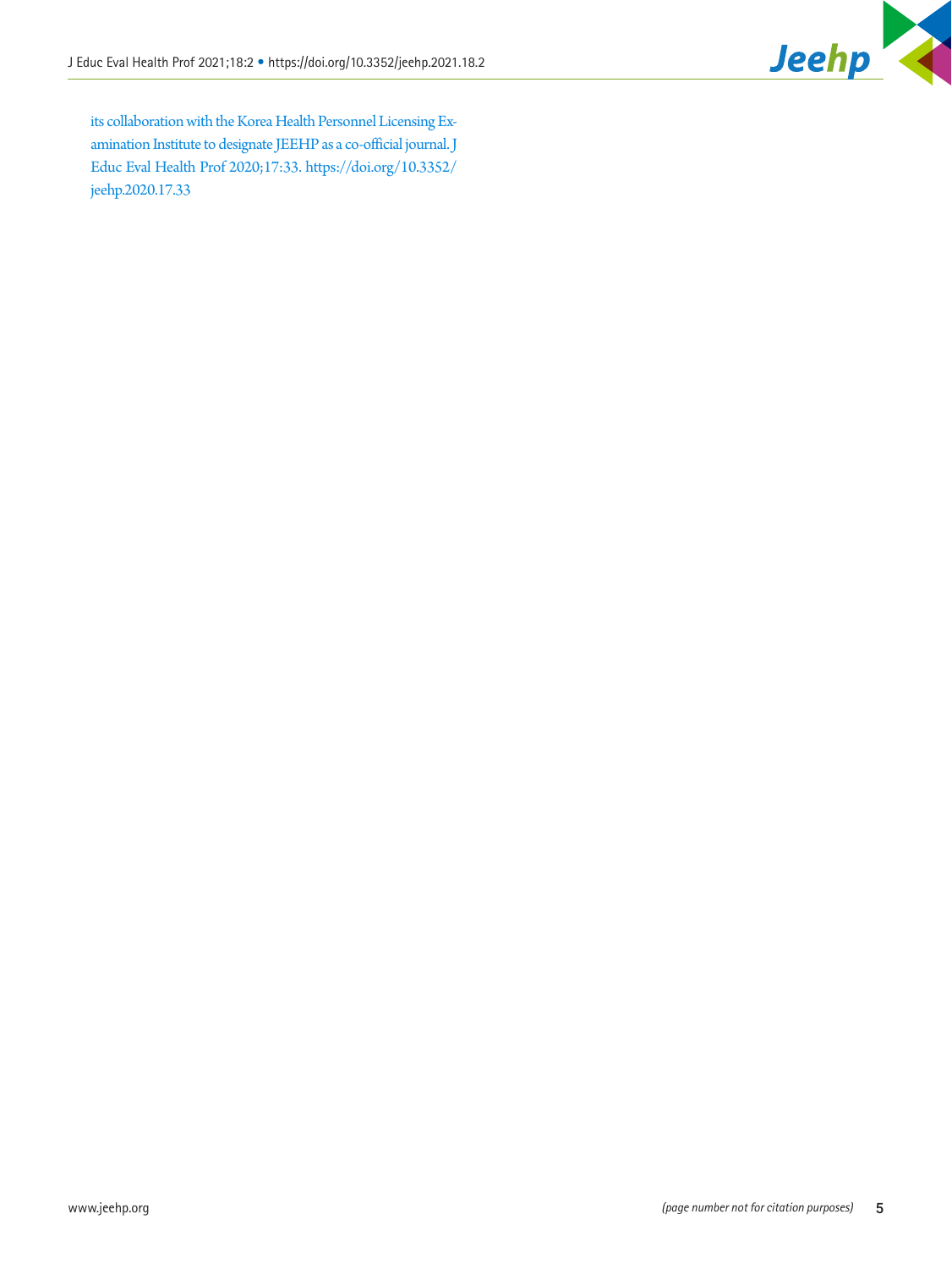its collaboration with the Korea Health Personnel Licensing Examination Institute to designate JEEHP as a co-official journal. J Educ Eval Health Prof 2020;17:33. https://doi.org/10.3352/jeehp.2020.17.33